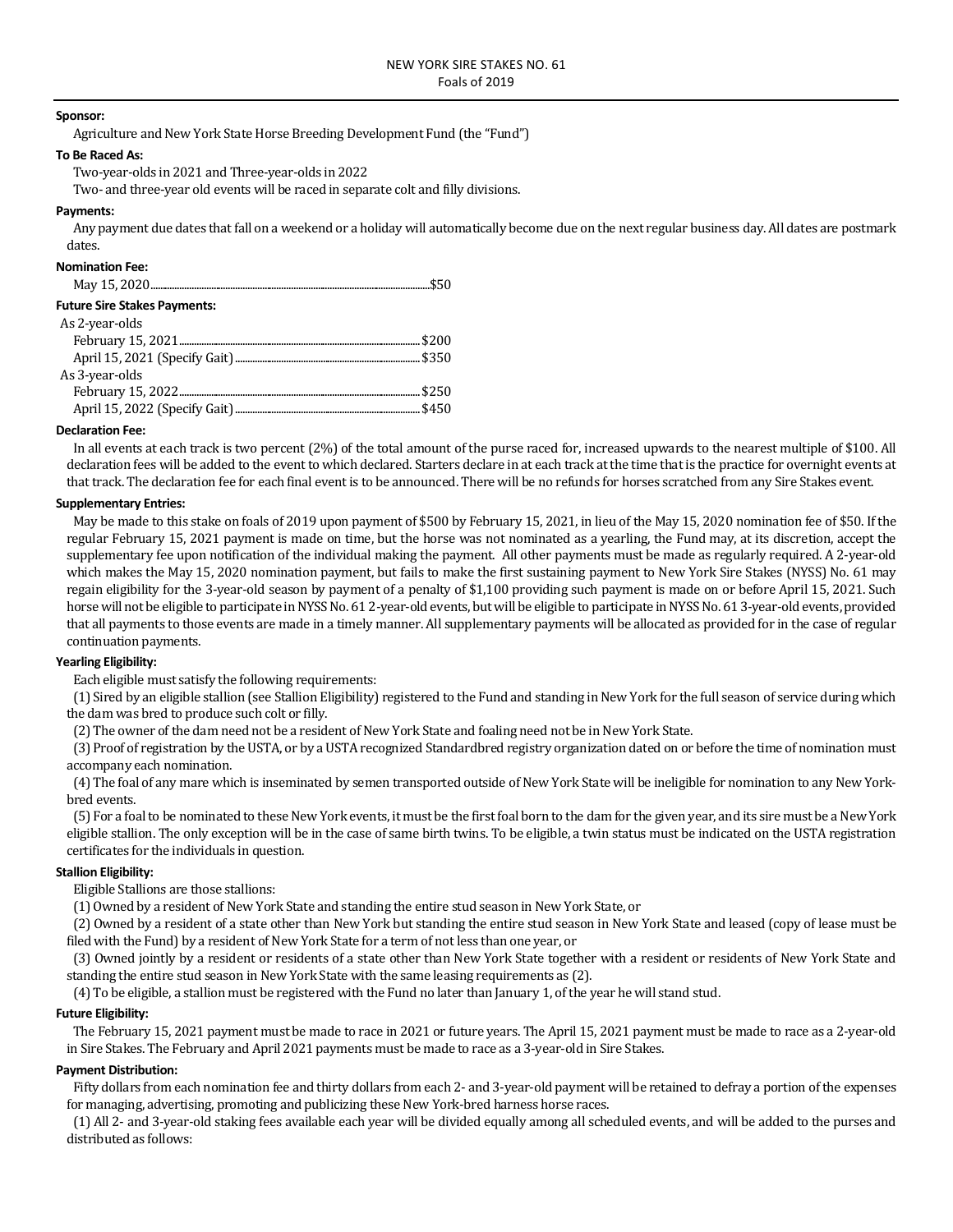# NEW YORK SIRE STAKES NO. 61
Foals of 2019

**Sponsor:**

Agriculture and New York State Horse Breeding Development Fund (the "Fund")

**To Be Raced As:**

Two-year-olds in 2021 and Three-year-olds in 2022

Two- and three-year old events will be raced in separate colt and filly divisions.

**Payments:**

Any payment due dates that fall on a weekend or a holiday will automatically become due on the next regular business day. All dates are postmark dates.

**Nomination Fee:**

May 15, 2020 .......... $50

**Future Sire Stakes Payments:**

As 2-year-olds

February 15, 2021 .......... $200

April 15, 2021 (Specify Gait) .......... $350

As 3-year-olds

February 15, 2022 .......... $250

April 15, 2022 (Specify Gait) .......... $450

**Declaration Fee:**

In all events at each track is two percent (2%) of the total amount of the purse raced for, increased upwards to the nearest multiple of $100. All declaration fees will be added to the event to which declared. Starters declare in at each track at the time that is the practice for overnight events at that track. The declaration fee for each final event is to be announced. There will be no refunds for horses scratched from any Sire Stakes event.

**Supplementary Entries:**

May be made to this stake on foals of 2019 upon payment of $500 by February 15, 2021, in lieu of the May 15, 2020 nomination fee of $50. If the regular February 15, 2021 payment is made on time, but the horse was not nominated as a yearling, the Fund may, at its discretion, accept the supplementary fee upon notification of the individual making the payment. All other payments must be made as regularly required. A 2-year-old which makes the May 15, 2020 nomination payment, but fails to make the first sustaining payment to New York Sire Stakes (NYSS) No. 61 may regain eligibility for the 3-year-old season by payment of a penalty of $1,100 providing such payment is made on or before April 15, 2021. Such horse will not be eligible to participate in NYSS No. 61 2-year-old events, but will be eligible to participate in NYSS No. 61 3-year-old events, provided that all payments to those events are made in a timely manner. All supplementary payments will be allocated as provided for in the case of regular continuation payments.

**Yearling Eligibility:**

Each eligible must satisfy the following requirements:

(1) Sired by an eligible stallion (see Stallion Eligibility) registered to the Fund and standing in New York for the full season of service during which the dam was bred to produce such colt or filly.

(2) The owner of the dam need not be a resident of New York State and foaling need not be in New York State.

(3) Proof of registration by the USTA, or by a USTA recognized Standardbred registry organization dated on or before the time of nomination must accompany each nomination.

(4) The foal of any mare which is inseminated by semen transported outside of New York State will be ineligible for nomination to any New York-bred events.

(5) For a foal to be nominated to these New York events, it must be the first foal born to the dam for the given year, and its sire must be a New York eligible stallion. The only exception will be in the case of same birth twins. To be eligible, a twin status must be indicated on the USTA registration certificates for the individuals in question.

**Stallion Eligibility:**

Eligible Stallions are those stallions:

(1) Owned by a resident of New York State and standing the entire stud season in New York State, or

(2) Owned by a resident of a state other than New York but standing the entire stud season in New York State and leased (copy of lease must be filed with the Fund) by a resident of New York State for a term of not less than one year, or

(3) Owned jointly by a resident or residents of a state other than New York State together with a resident or residents of New York State and standing the entire stud season in New York State with the same leasing requirements as (2).

(4) To be eligible, a stallion must be registered with the Fund no later than January 1, of the year he will stand stud.

**Future Eligibility:**

The February 15, 2021 payment must be made to race in 2021 or future years. The April 15, 2021 payment must be made to race as a 2-year-old in Sire Stakes. The February and April 2021 payments must be made to race as a 3-year-old in Sire Stakes.

**Payment Distribution:**

Fifty dollars from each nomination fee and thirty dollars from each 2- and 3-year-old payment will be retained to defray a portion of the expenses for managing, advertising, promoting and publicizing these New York-bred harness horse races.

(1) All 2- and 3-year-old staking fees available each year will be divided equally among all scheduled events, and will be added to the purses and distributed as follows: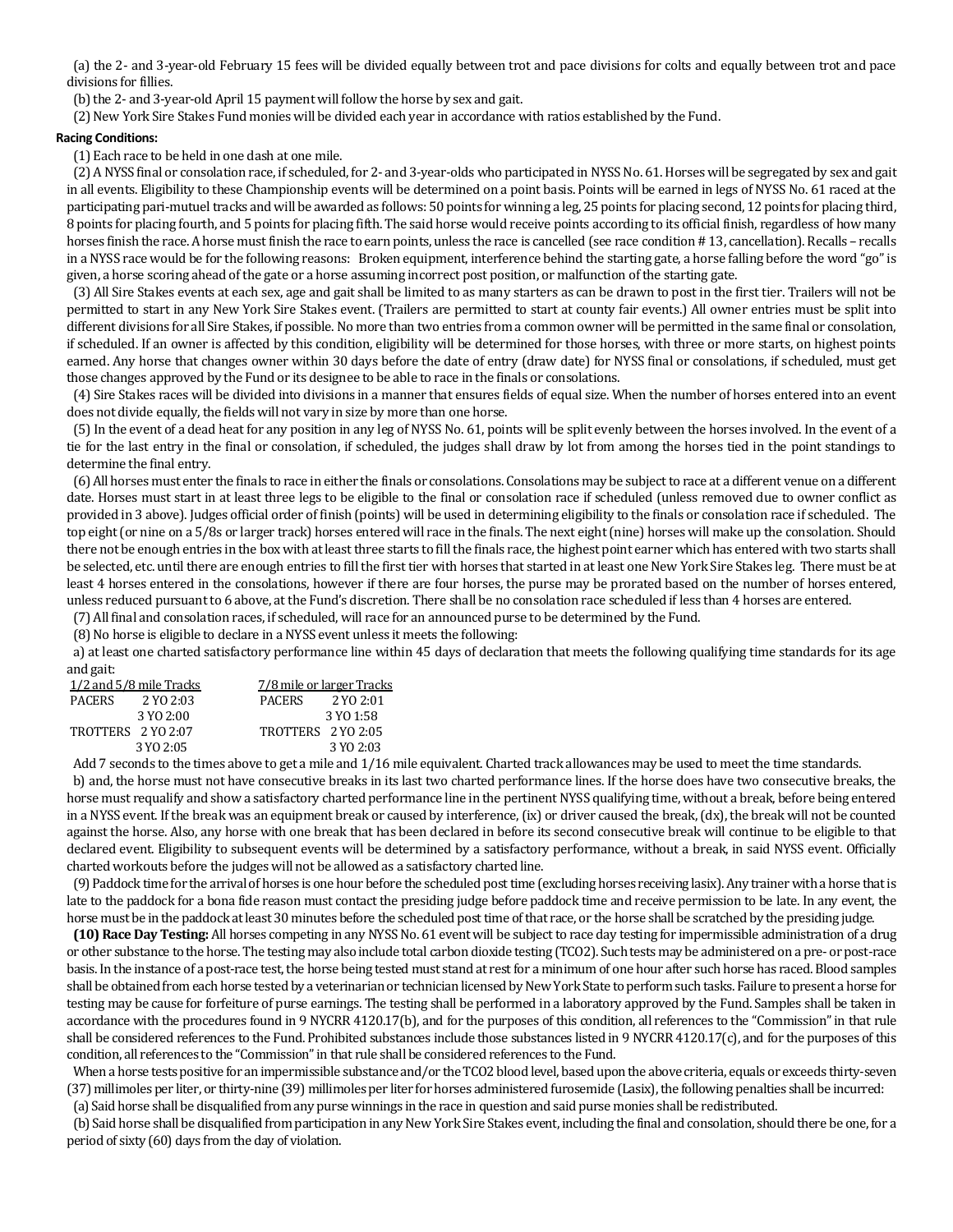(a) the 2- and 3-year-old February 15 fees will be divided equally between trot and pace divisions for colts and equally between trot and pace divisions for fillies.

(b) the 2- and 3-year-old April 15 payment will follow the horse by sex and gait.

(2) New York Sire Stakes Fund monies will be divided each year in accordance with ratios established by the Fund.

**Racing Conditions:**

(1) Each race to be held in one dash at one mile.

(2) A NYSS final or consolation race, if scheduled, for 2- and 3-year-olds who participated in NYSS No. 61. Horses will be segregated by sex and gait in all events. Eligibility to these Championship events will be determined on a point basis. Points will be earned in legs of NYSS No. 61 raced at the participating pari-mutuel tracks and will be awarded as follows: 50 points for winning a leg, 25 points for placing second, 12 points for placing third, 8 points for placing fourth, and 5 points for placing fifth. The said horse would receive points according to its official finish, regardless of how many horses finish the race. A horse must finish the race to earn points, unless the race is cancelled (see race condition # 13, cancellation). Recalls – recalls in a NYSS race would be for the following reasons: Broken equipment, interference behind the starting gate, a horse falling before the word "go" is given, a horse scoring ahead of the gate or a horse assuming incorrect post position, or malfunction of the starting gate.

(3) All Sire Stakes events at each sex, age and gait shall be limited to as many starters as can be drawn to post in the first tier. Trailers will not be permitted to start in any New York Sire Stakes event. (Trailers are permitted to start at county fair events.) All owner entries must be split into different divisions for all Sire Stakes, if possible. No more than two entries from a common owner will be permitted in the same final or consolation, if scheduled. If an owner is affected by this condition, eligibility will be determined for those horses, with three or more starts, on highest points earned. Any horse that changes owner within 30 days before the date of entry (draw date) for NYSS final or consolations, if scheduled, must get those changes approved by the Fund or its designee to be able to race in the finals or consolations.

(4) Sire Stakes races will be divided into divisions in a manner that ensures fields of equal size. When the number of horses entered into an event does not divide equally, the fields will not vary in size by more than one horse.

(5) In the event of a dead heat for any position in any leg of NYSS No. 61, points will be split evenly between the horses involved. In the event of a tie for the last entry in the final or consolation, if scheduled, the judges shall draw by lot from among the horses tied in the point standings to determine the final entry.

(6) All horses must enter the finals to race in either the finals or consolations. Consolations may be subject to race at a different venue on a different date. Horses must start in at least three legs to be eligible to the final or consolation race if scheduled (unless removed due to owner conflict as provided in 3 above). Judges official order of finish (points) will be used in determining eligibility to the finals or consolation race if scheduled. The top eight (or nine on a 5/8s or larger track) horses entered will race in the finals. The next eight (nine) horses will make up the consolation. Should there not be enough entries in the box with at least three starts to fill the finals race, the highest point earner which has entered with two starts shall be selected, etc. until there are enough entries to fill the first tier with horses that started in at least one New York Sire Stakes leg. There must be at least 4 horses entered in the consolations, however if there are four horses, the purse may be prorated based on the number of horses entered, unless reduced pursuant to 6 above, at the Fund's discretion. There shall be no consolation race scheduled if less than 4 horses are entered.

(7) All final and consolation races, if scheduled, will race for an announced purse to be determined by the Fund.

(8) No horse is eligible to declare in a NYSS event unless it meets the following:

a) at least one charted satisfactory performance line within 45 days of declaration that meets the following qualifying time standards for its age and gait:

| 1/2 and 5/8 mile Tracks | | 7/8 mile or larger Tracks | |
|---|---|---|---|
| PACERS | 2 YO 2:03 | PACERS | 2 YO 2:01 |
| | 3 YO 2:00 | | 3 YO 1:58 |
| TROTTERS | 2 YO 2:07 | TROTTERS | 2 YO 2:05 |
| | 3 YO 2:05 | | 3 YO 2:03 |

Add 7 seconds to the times above to get a mile and 1/16 mile equivalent. Charted track allowances may be used to meet the time standards.

b) and, the horse must not have consecutive breaks in its last two charted performance lines. If the horse does have two consecutive breaks, the horse must requalify and show a satisfactory charted performance line in the pertinent NYSS qualifying time, without a break, before being entered in a NYSS event. If the break was an equipment break or caused by interference, (ix) or driver caused the break, (dx), the break will not be counted against the horse. Also, any horse with one break that has been declared in before its second consecutive break will continue to be eligible to that declared event. Eligibility to subsequent events will be determined by a satisfactory performance, without a break, in said NYSS event. Officially charted workouts before the judges will not be allowed as a satisfactory charted line.

(9) Paddock time for the arrival of horses is one hour before the scheduled post time (excluding horses receiving lasix). Any trainer with a horse that is late to the paddock for a bona fide reason must contact the presiding judge before paddock time and receive permission to be late. In any event, the horse must be in the paddock at least 30 minutes before the scheduled post time of that race, or the horse shall be scratched by the presiding judge.

**(10) Race Day Testing:** All horses competing in any NYSS No. 61 event will be subject to race day testing for impermissible administration of a drug or other substance to the horse. The testing may also include total carbon dioxide testing (TCO2). Such tests may be administered on a pre- or post-race basis. In the instance of a post-race test, the horse being tested must stand at rest for a minimum of one hour after such horse has raced. Blood samples shall be obtained from each horse tested by a veterinarian or technician licensed by New York State to perform such tasks. Failure to present a horse for testing may be cause for forfeiture of purse earnings. The testing shall be performed in a laboratory approved by the Fund. Samples shall be taken in accordance with the procedures found in 9 NYCRR 4120.17(b), and for the purposes of this condition, all references to the "Commission" in that rule shall be considered references to the Fund. Prohibited substances include those substances listed in 9 NYCRR 4120.17(c), and for the purposes of this condition, all references to the "Commission" in that rule shall be considered references to the Fund.

When a horse tests positive for an impermissible substance and/or the TCO2 blood level, based upon the above criteria, equals or exceeds thirty-seven (37) millimoles per liter, or thirty-nine (39) millimoles per liter for horses administered furosemide (Lasix), the following penalties shall be incurred:

(a) Said horse shall be disqualified from any purse winnings in the race in question and said purse monies shall be redistributed.

(b) Said horse shall be disqualified from participation in any New York Sire Stakes event, including the final and consolation, should there be one, for a period of sixty (60) days from the day of violation.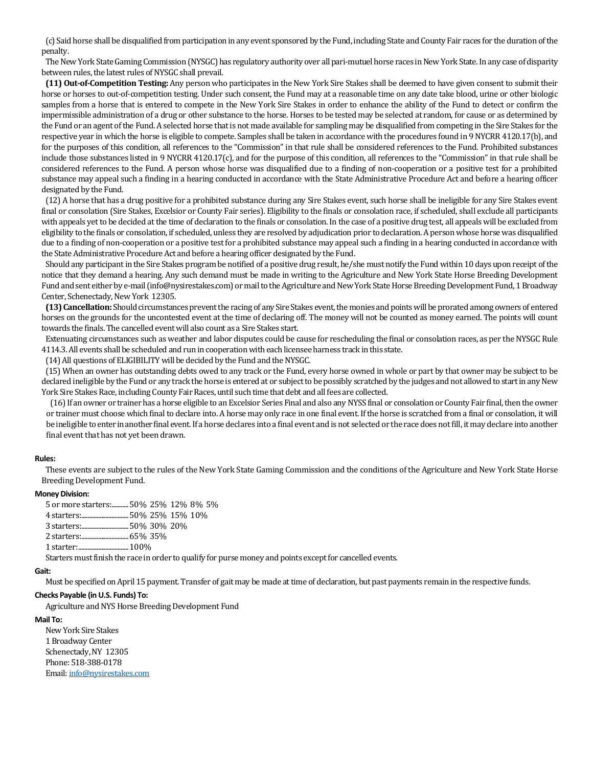(c) Said horse shall be disqualified from participation in any event sponsored by the Fund, including State and County Fair races for the duration of the penalty.

The New York State Gaming Commission (NYSGC) has regulatory authority over all pari-mutuel horse races in New York State. In any case of disparity between rules, the latest rules of NYSGC shall prevail.

**(11) Out-of-Competition Testing:** Any person who participates in the New York Sire Stakes shall be deemed to have given consent to submit their horse or horses to out-of-competition testing. Under such consent, the Fund may at a reasonable time on any date take blood, urine or other biologic samples from a horse that is entered to compete in the New York Sire Stakes in order to enhance the ability of the Fund to detect or confirm the impermissible administration of a drug or other substance to the horse. Horses to be tested may be selected at random, for cause or as determined by the Fund or an agent of the Fund. A selected horse that is not made available for sampling may be disqualified from competing in the Sire Stakes for the respective year in which the horse is eligible to compete. Samples shall be taken in accordance with the procedures found in 9 NYCRR 4120.17(b), and for the purposes of this condition, all references to the "Commission" in that rule shall be considered references to the Fund. Prohibited substances include those substances listed in 9 NYCRR 4120.17(c), and for the purpose of this condition, all references to the "Commission" in that rule shall be considered references to the Fund. A person whose horse was disqualified due to a finding of non-cooperation or a positive test for a prohibited substance may appeal such a finding in a hearing conducted in accordance with the State Administrative Procedure Act and before a hearing officer designated by the Fund.

(12) A horse that has a drug positive for a prohibited substance during any Sire Stakes event, such horse shall be ineligible for any Sire Stakes event final or consolation (Sire Stakes, Excelsior or County Fair series). Eligibility to the finals or consolation race, if scheduled, shall exclude all participants with appeals yet to be decided at the time of declaration to the finals or consolation. In the case of a positive drug test, all appeals will be excluded from eligibility to the finals or consolation, if scheduled, unless they are resolved by adjudication prior to declaration. A person whose horse was disqualified due to a finding of non-cooperation or a positive test for a prohibited substance may appeal such a finding in a hearing conducted in accordance with the State Administrative Procedure Act and before a hearing officer designated by the Fund.

Should any participant in the Sire Stakes program be notified of a positive drug result, he/she must notify the Fund within 10 days upon receipt of the notice that they demand a hearing. Any such demand must be made in writing to the Agriculture and New York State Horse Breeding Development Fund and sent either by e-mail (info@nysirestakes.com) or mail to the Agriculture and New York State Horse Breeding Development Fund, 1 Broadway Center, Schenectady, New York 12305.

**(13) Cancellation:** Should circumstances prevent the racing of any Sire Stakes event, the monies and points will be prorated among owners of entered horses on the grounds for the uncontested event at the time of declaring off. The money will not be counted as money earned. The points will count towards the finals. The cancelled event will also count as a Sire Stakes start.

Extenuating circumstances such as weather and labor disputes could be cause for rescheduling the final or consolation races, as per the NYSGC Rule 4114.3. All events shall be scheduled and run in cooperation with each licensee harness track in this state.

(14) All questions of ELIGIBILITY will be decided by the Fund and the NYSGC.

(15) When an owner has outstanding debts owed to any track or the Fund, every horse owned in whole or part by that owner may be subject to be declared ineligible by the Fund or any track the horse is entered at or subject to be possibly scratched by the judges and not allowed to start in any New York Sire Stakes Race, including County Fair Races, until such time that debt and all fees are collected.

(16) If an owner or trainer has a horse eligible to an Excelsior Series Final and also any NYSS final or consolation or County Fair final, then the owner or trainer must choose which final to declare into. A horse may only race in one final event. If the horse is scratched from a final or consolation, it will be ineligible to enter in another final event. If a horse declares into a final event and is not selected or the race does not fill, it may declare into another final event that has not yet been drawn.

**Rules:**

These events are subject to the rules of the New York State Gaming Commission and the conditions of the Agriculture and New York State Horse Breeding Development Fund.

**Money Division:**

5 or more starters:........... 50% 25% 12% 8% 5%
4 starters:.............................. 50% 25% 15% 10%
3 starters:.............................. 50% 30% 20%
2 starters:.............................. 65% 35%
1 starter:................................ 100%

Starters must finish the race in order to qualify for purse money and points except for cancelled events.

**Gait:**

Must be specified on April 15 payment. Transfer of gait may be made at time of declaration, but past payments remain in the respective funds.

**Checks Payable (in U.S. Funds) To:**

Agriculture and NYS Horse Breeding Development Fund

**Mail To:**

New York Sire Stakes
1 Broadway Center
Schenectady, NY 12305
Phone: 518-388-0178
Email: info@nysirestakes.com